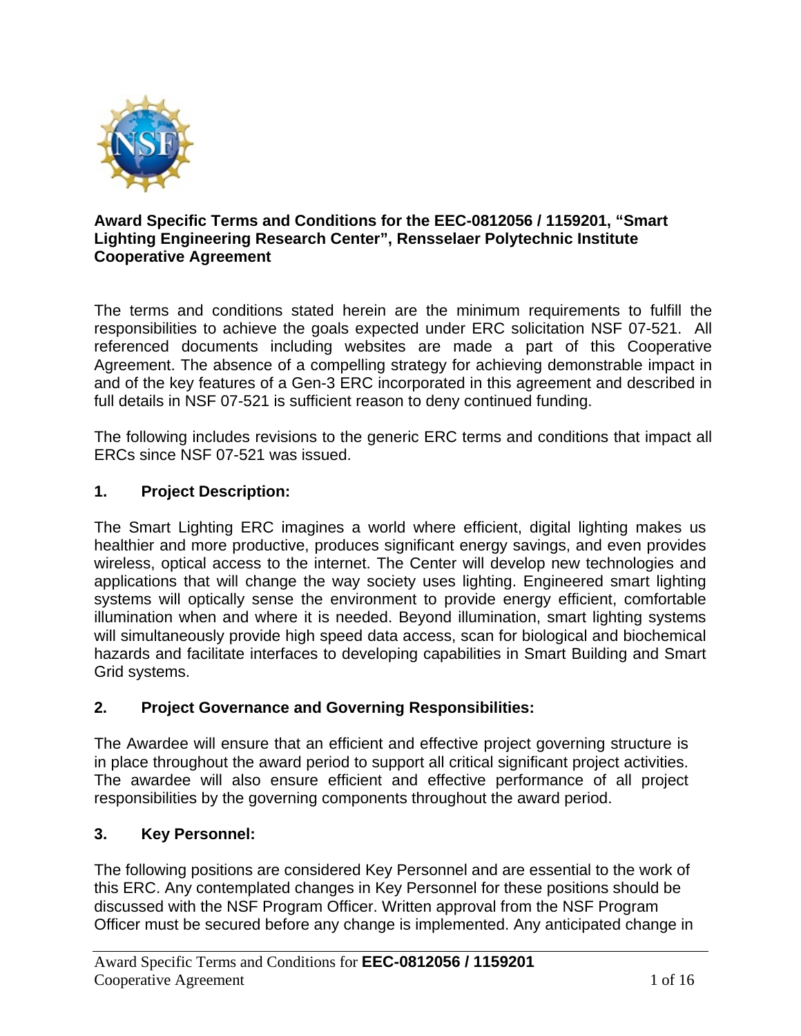**Award Specific Terms and Conditions for the EEC-0812056 / 1159201, "Smart Lighting Engineering Research Center", Rensselaer Polytechnic Institute Cooperative Agreement**

The terms and conditions stated herein are the minimum requirements to fulfill the responsibilities to achieve the goals expected under ERC solicitation NSF 07-521. All referenced documents including websites are made a part of this Cooperative Agreement. The absence of a compelling strategy for achieving demonstrable impact in and of the key features of a Gen-3 ERC incorporated in this agreement and described in full details in NSF 07-521 is sufficient reason to deny continued funding.

The following includes revisions to the generic ERC terms and conditions that impact all ERCs since NSF 07-521 was issued.

## 1. Project Description:

The Smart Lighting ERC imagines a world where efficient, digital lighting makes us healthier and more productive, produces significant energy savings, and even provides wireless, optical access to the internet. The Center will develop new technologies and applications that will change the way society uses lighting. Engineered smart lighting systems will optically sense the environment to provide energy efficient, comfortable illumination when and where it is needed. Beyond illumination, smart lighting systems will simultaneously provide high speed data access, scan for biological and biochemical hazards and facilitate interfaces to developing capabilities in Smart Building and Smart Grid systems.

## 2. Project Governance and Governing Responsibilities:

The Awardee will ensure that an efficient and effective project governing structure is in place throughout the award period to support all critical significant project activities. The awardee will also ensure efficient and effective performance of all project responsibilities by the governing components throughout the award period.

## 3. Key Personnel:

The following positions are considered Key Personnel and are essential to the work of this ERC. Any contemplated changes in Key Personnel for these positions should be discussed with the NSF Program Officer. Written approval from the NSF Program Officer must be secured before any change is implemented. Any anticipated change in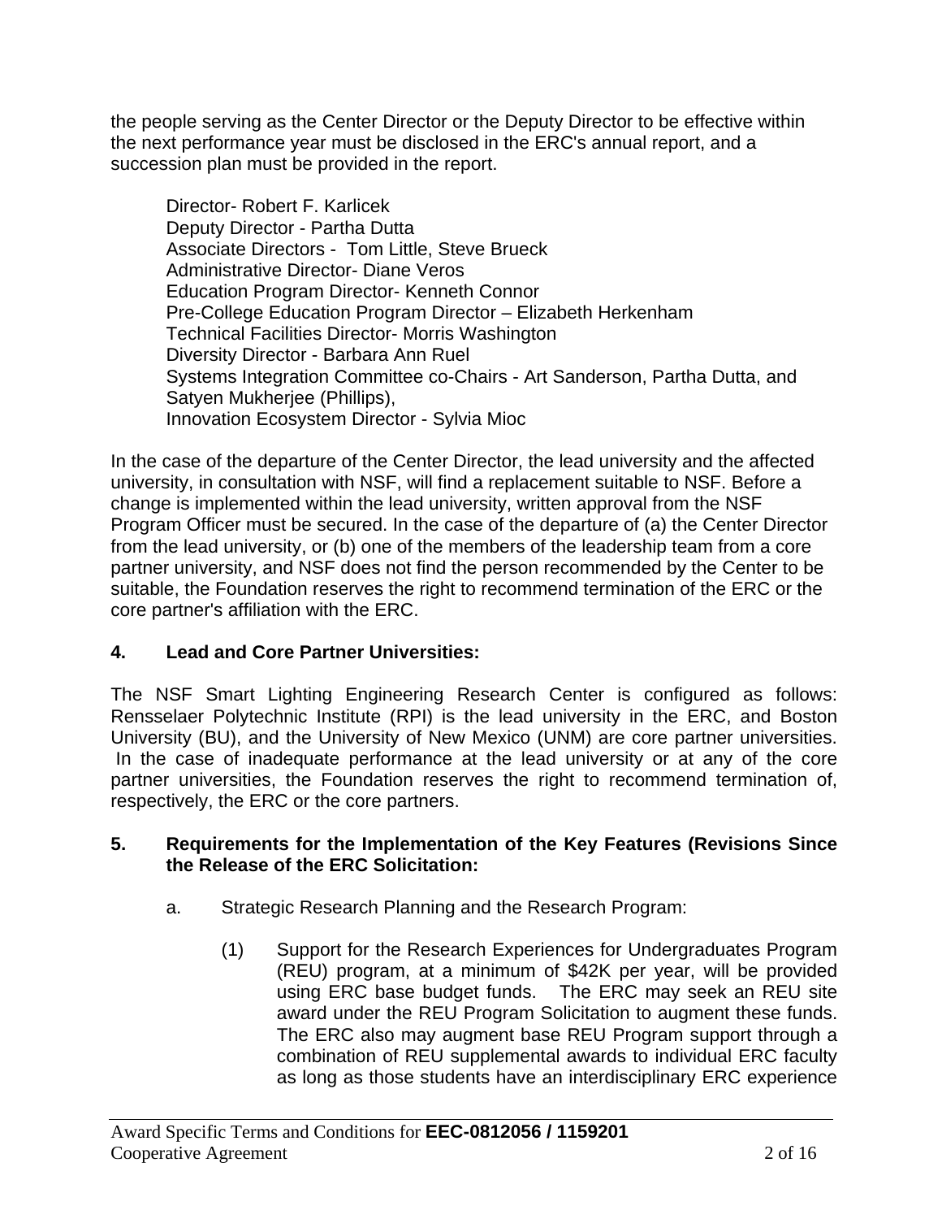the people serving as the Center Director or the Deputy Director to be effective within the next performance year must be disclosed in the ERC's annual report, and a succession plan must be provided in the report.

Director- Robert F. Karlicek
Deputy Director - Partha Dutta
Associate Directors - Tom Little, Steve Brueck
Administrative Director- Diane Veros
Education Program Director- Kenneth Connor
Pre-College Education Program Director – Elizabeth Herkenham
Technical Facilities Director- Morris Washington
Diversity Director - Barbara Ann Ruel
Systems Integration Committee co-Chairs - Art Sanderson, Partha Dutta, and Satyen Mukherjee (Phillips),
Innovation Ecosystem Director - Sylvia Mioc

In the case of the departure of the Center Director, the lead university and the affected university, in consultation with NSF, will find a replacement suitable to NSF. Before a change is implemented within the lead university, written approval from the NSF Program Officer must be secured. In the case of the departure of (a) the Center Director from the lead university, or (b) one of the members of the leadership team from a core partner university, and NSF does not find the person recommended by the Center to be suitable, the Foundation reserves the right to recommend termination of the ERC or the core partner's affiliation with the ERC.

## 4. Lead and Core Partner Universities:

The NSF Smart Lighting Engineering Research Center is configured as follows: Rensselaer Polytechnic Institute (RPI) is the lead university in the ERC, and Boston University (BU), and the University of New Mexico (UNM) are core partner universities. In the case of inadequate performance at the lead university or at any of the core partner universities, the Foundation reserves the right to recommend termination of, respectively, the ERC or the core partners.

## 5. Requirements for the Implementation of the Key Features (Revisions Since the Release of the ERC Solicitation:

a. Strategic Research Planning and the Research Program:

(1) Support for the Research Experiences for Undergraduates Program (REU) program, at a minimum of $42K per year, will be provided using ERC base budget funds. The ERC may seek an REU site award under the REU Program Solicitation to augment these funds. The ERC also may augment base REU Program support through a combination of REU supplemental awards to individual ERC faculty as long as those students have an interdisciplinary ERC experience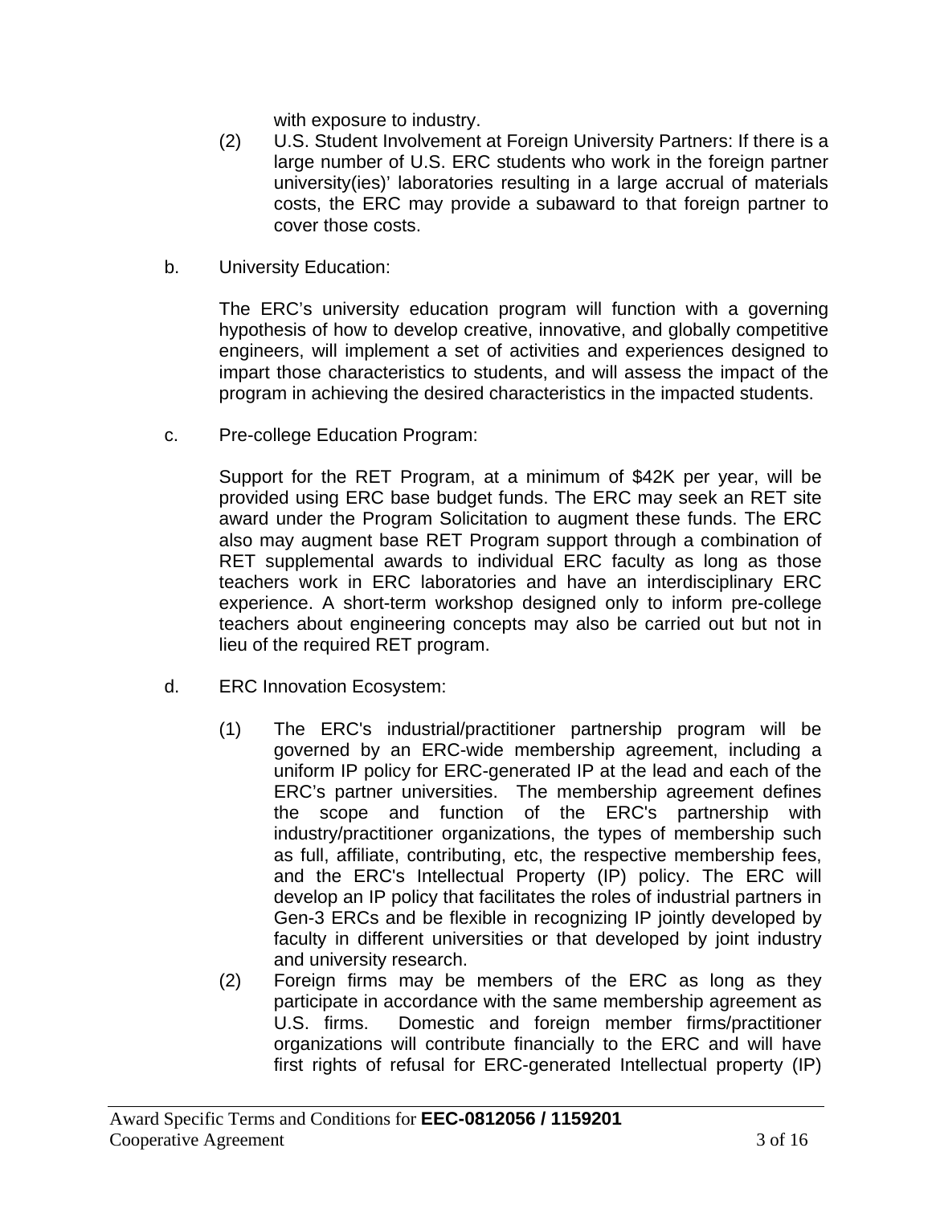with exposure to industry.

(2) U.S. Student Involvement at Foreign University Partners: If there is a large number of U.S. ERC students who work in the foreign partner university(ies)' laboratories resulting in a large accrual of materials costs, the ERC may provide a subaward to that foreign partner to cover those costs.

b. University Education:

The ERC's university education program will function with a governing hypothesis of how to develop creative, innovative, and globally competitive engineers, will implement a set of activities and experiences designed to impart those characteristics to students, and will assess the impact of the program in achieving the desired characteristics in the impacted students.

c. Pre-college Education Program:

Support for the RET Program, at a minimum of $42K per year, will be provided using ERC base budget funds. The ERC may seek an RET site award under the Program Solicitation to augment these funds. The ERC also may augment base RET Program support through a combination of RET supplemental awards to individual ERC faculty as long as those teachers work in ERC laboratories and have an interdisciplinary ERC experience. A short-term workshop designed only to inform pre-college teachers about engineering concepts may also be carried out but not in lieu of the required RET program.

d. ERC Innovation Ecosystem:

(1) The ERC's industrial/practitioner partnership program will be governed by an ERC-wide membership agreement, including a uniform IP policy for ERC-generated IP at the lead and each of the ERC's partner universities. The membership agreement defines the scope and function of the ERC's partnership with industry/practitioner organizations, the types of membership such as full, affiliate, contributing, etc, the respective membership fees, and the ERC's Intellectual Property (IP) policy. The ERC will develop an IP policy that facilitates the roles of industrial partners in Gen-3 ERCs and be flexible in recognizing IP jointly developed by faculty in different universities or that developed by joint industry and university research.

(2) Foreign firms may be members of the ERC as long as they participate in accordance with the same membership agreement as U.S. firms. Domestic and foreign member firms/practitioner organizations will contribute financially to the ERC and will have first rights of refusal for ERC-generated Intellectual property (IP)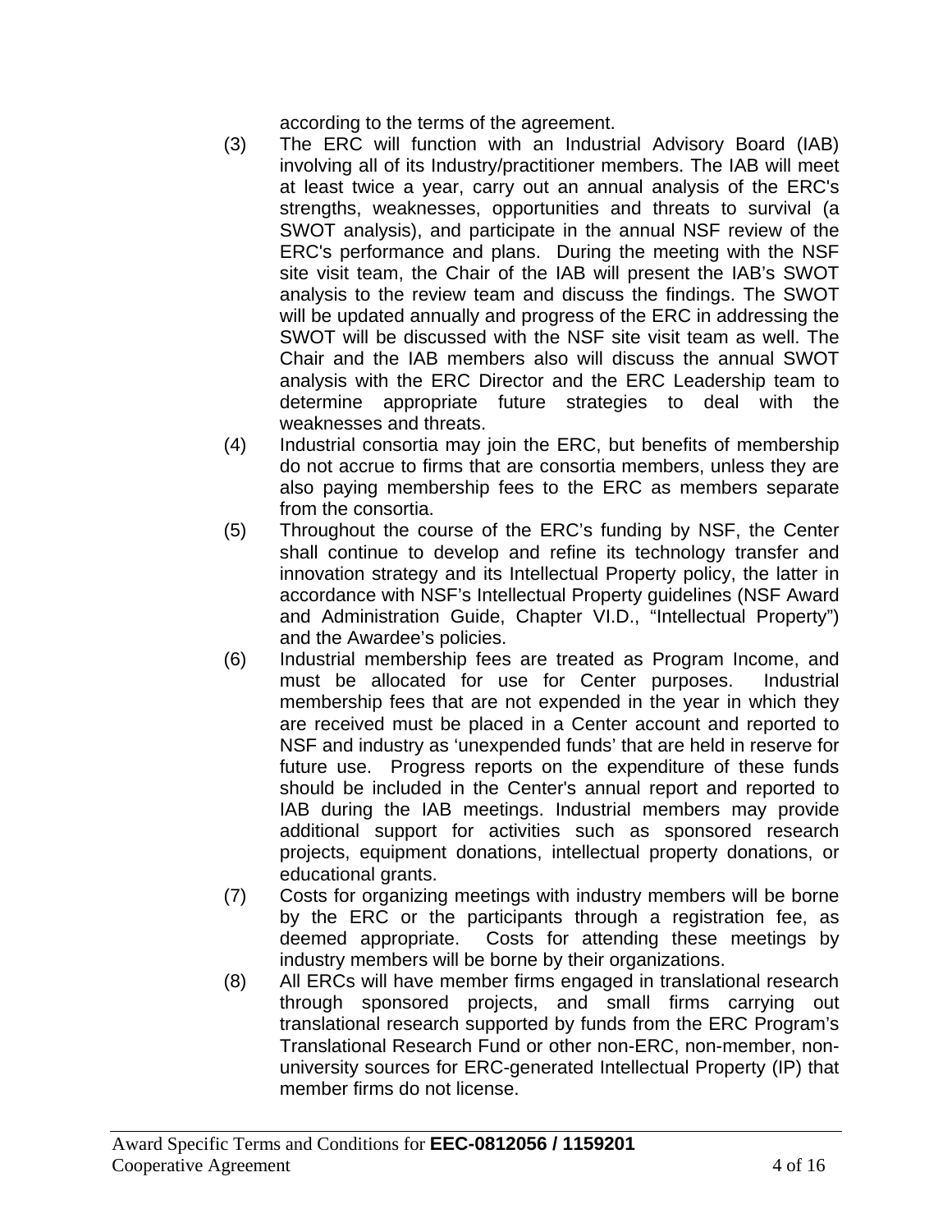according to the terms of the agreement.

(3) The ERC will function with an Industrial Advisory Board (IAB) involving all of its Industry/practitioner members. The IAB will meet at least twice a year, carry out an annual analysis of the ERC's strengths, weaknesses, opportunities and threats to survival (a SWOT analysis), and participate in the annual NSF review of the ERC's performance and plans. During the meeting with the NSF site visit team, the Chair of the IAB will present the IAB's SWOT analysis to the review team and discuss the findings. The SWOT will be updated annually and progress of the ERC in addressing the SWOT will be discussed with the NSF site visit team as well. The Chair and the IAB members also will discuss the annual SWOT analysis with the ERC Director and the ERC Leadership team to determine appropriate future strategies to deal with the weaknesses and threats.

(4) Industrial consortia may join the ERC, but benefits of membership do not accrue to firms that are consortia members, unless they are also paying membership fees to the ERC as members separate from the consortia.

(5) Throughout the course of the ERC's funding by NSF, the Center shall continue to develop and refine its technology transfer and innovation strategy and its Intellectual Property policy, the latter in accordance with NSF's Intellectual Property guidelines (NSF Award and Administration Guide, Chapter VI.D., "Intellectual Property") and the Awardee's policies.

(6) Industrial membership fees are treated as Program Income, and must be allocated for use for Center purposes. Industrial membership fees that are not expended in the year in which they are received must be placed in a Center account and reported to NSF and industry as 'unexpended funds' that are held in reserve for future use. Progress reports on the expenditure of these funds should be included in the Center's annual report and reported to IAB during the IAB meetings. Industrial members may provide additional support for activities such as sponsored research projects, equipment donations, intellectual property donations, or educational grants.

(7) Costs for organizing meetings with industry members will be borne by the ERC or the participants through a registration fee, as deemed appropriate. Costs for attending these meetings by industry members will be borne by their organizations.

(8) All ERCs will have member firms engaged in translational research through sponsored projects, and small firms carrying out translational research supported by funds from the ERC Program's Translational Research Fund or other non-ERC, non-member, non-university sources for ERC-generated Intellectual Property (IP) that member firms do not license.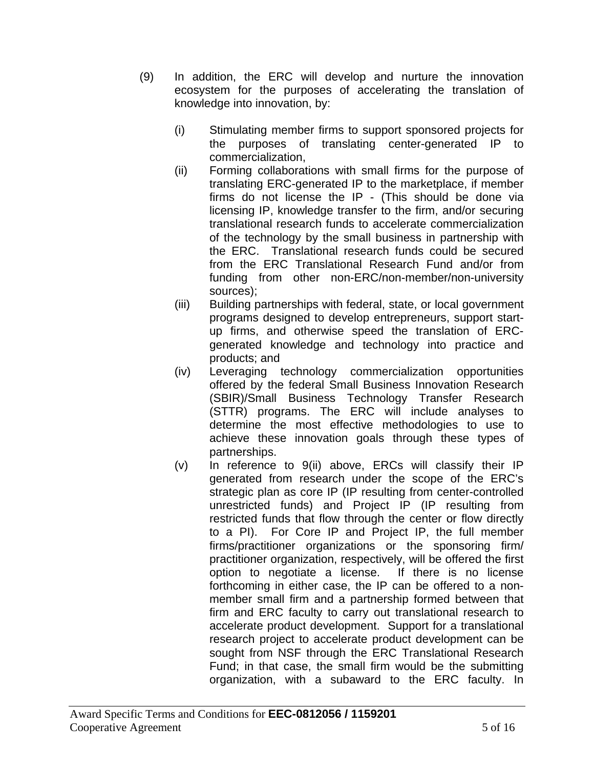(9) In addition, the ERC will develop and nurture the innovation ecosystem for the purposes of accelerating the translation of knowledge into innovation, by:

  (i) Stimulating member firms to support sponsored projects for the purposes of translating center-generated IP to commercialization,

  (ii) Forming collaborations with small firms for the purpose of translating ERC-generated IP to the marketplace, if member firms do not license the IP - (This should be done via licensing IP, knowledge transfer to the firm, and/or securing translational research funds to accelerate commercialization of the technology by the small business in partnership with the ERC. Translational research funds could be secured from the ERC Translational Research Fund and/or from funding from other non-ERC/non-member/non-university sources);

  (iii) Building partnerships with federal, state, or local government programs designed to develop entrepreneurs, support start-up firms, and otherwise speed the translation of ERC-generated knowledge and technology into practice and products; and

  (iv) Leveraging technology commercialization opportunities offered by the federal Small Business Innovation Research (SBIR)/Small Business Technology Transfer Research (STTR) programs. The ERC will include analyses to determine the most effective methodologies to use to achieve these innovation goals through these types of partnerships.

  (v) In reference to 9(ii) above, ERCs will classify their IP generated from research under the scope of the ERC's strategic plan as core IP (IP resulting from center-controlled unrestricted funds) and Project IP (IP resulting from restricted funds that flow through the center or flow directly to a PI). For Core IP and Project IP, the full member firms/practitioner organizations or the sponsoring firm/ practitioner organization, respectively, will be offered the first option to negotiate a license. If there is no license forthcoming in either case, the IP can be offered to a non-member small firm and a partnership formed between that firm and ERC faculty to carry out translational research to accelerate product development. Support for a translational research project to accelerate product development can be sought from NSF through the ERC Translational Research Fund; in that case, the small firm would be the submitting organization, with a subaward to the ERC faculty. In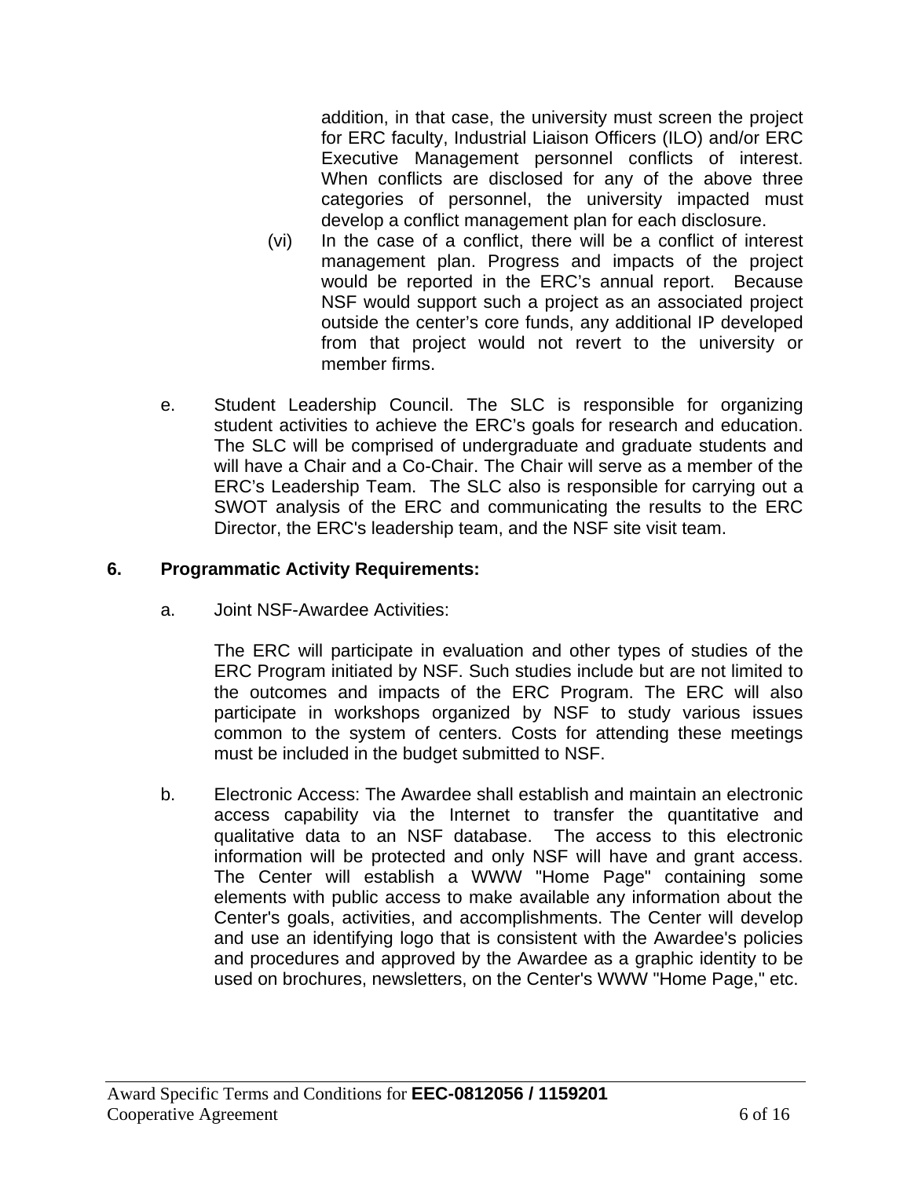addition, in that case, the university must screen the project for ERC faculty, Industrial Liaison Officers (ILO) and/or ERC Executive Management personnel conflicts of interest. When conflicts are disclosed for any of the above three categories of personnel, the university impacted must develop a conflict management plan for each disclosure.

(vi) In the case of a conflict, there will be a conflict of interest management plan. Progress and impacts of the project would be reported in the ERC's annual report. Because NSF would support such a project as an associated project outside the center's core funds, any additional IP developed from that project would not revert to the university or member firms.

e. Student Leadership Council. The SLC is responsible for organizing student activities to achieve the ERC's goals for research and education. The SLC will be comprised of undergraduate and graduate students and will have a Chair and a Co-Chair. The Chair will serve as a member of the ERC's Leadership Team. The SLC also is responsible for carrying out a SWOT analysis of the ERC and communicating the results to the ERC Director, the ERC's leadership team, and the NSF site visit team.

**6. Programmatic Activity Requirements:**

a. Joint NSF-Awardee Activities:

The ERC will participate in evaluation and other types of studies of the ERC Program initiated by NSF. Such studies include but are not limited to the outcomes and impacts of the ERC Program. The ERC will also participate in workshops organized by NSF to study various issues common to the system of centers. Costs for attending these meetings must be included in the budget submitted to NSF.

b. Electronic Access: The Awardee shall establish and maintain an electronic access capability via the Internet to transfer the quantitative and qualitative data to an NSF database. The access to this electronic information will be protected and only NSF will have and grant access. The Center will establish a WWW "Home Page" containing some elements with public access to make available any information about the Center's goals, activities, and accomplishments. The Center will develop and use an identifying logo that is consistent with the Awardee's policies and procedures and approved by the Awardee as a graphic identity to be used on brochures, newsletters, on the Center's WWW "Home Page," etc.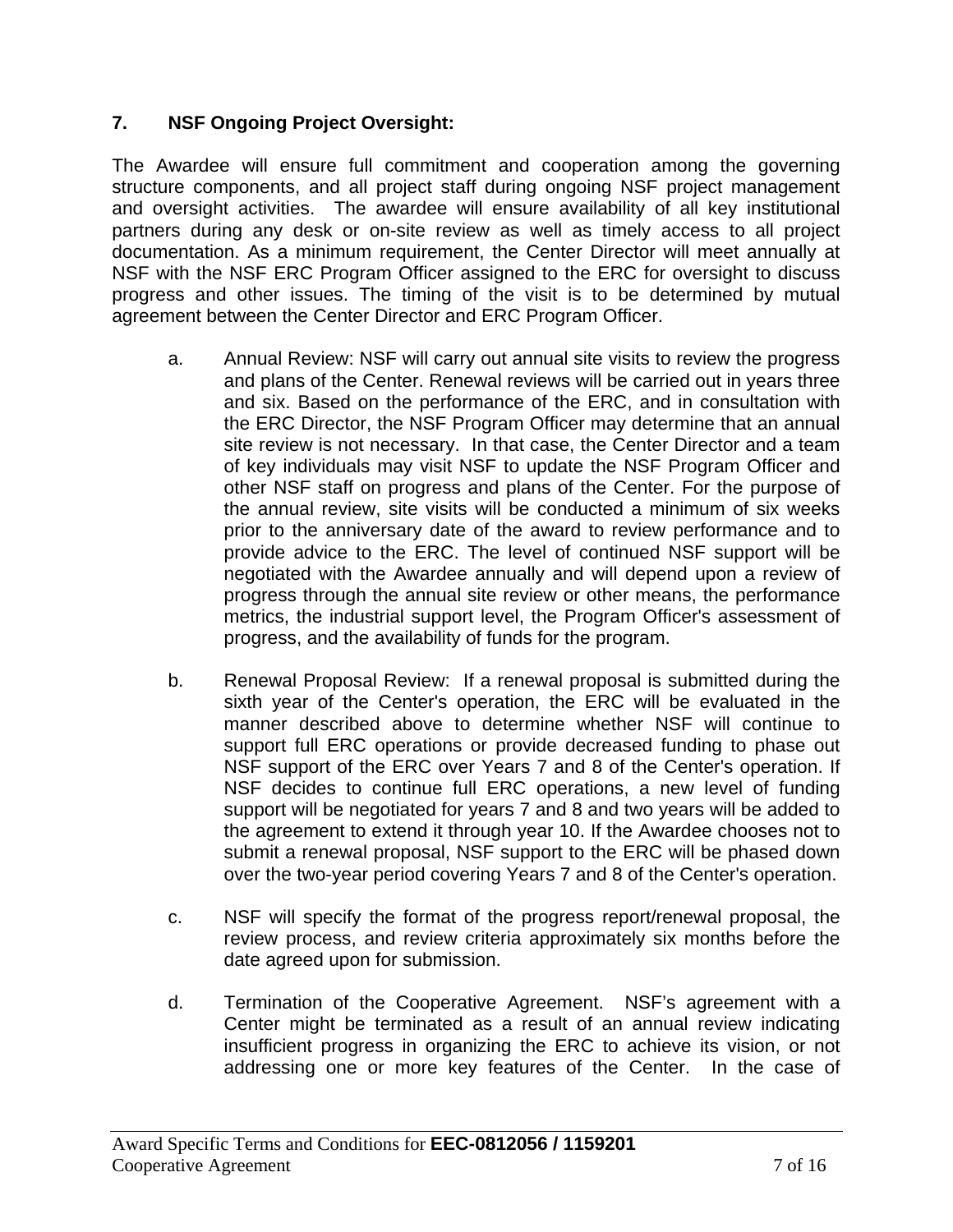## 7. NSF Ongoing Project Oversight:

The Awardee will ensure full commitment and cooperation among the governing structure components, and all project staff during ongoing NSF project management and oversight activities. The awardee will ensure availability of all key institutional partners during any desk or on-site review as well as timely access to all project documentation. As a minimum requirement, the Center Director will meet annually at NSF with the NSF ERC Program Officer assigned to the ERC for oversight to discuss progress and other issues. The timing of the visit is to be determined by mutual agreement between the Center Director and ERC Program Officer.

a. Annual Review: NSF will carry out annual site visits to review the progress and plans of the Center. Renewal reviews will be carried out in years three and six. Based on the performance of the ERC, and in consultation with the ERC Director, the NSF Program Officer may determine that an annual site review is not necessary. In that case, the Center Director and a team of key individuals may visit NSF to update the NSF Program Officer and other NSF staff on progress and plans of the Center. For the purpose of the annual review, site visits will be conducted a minimum of six weeks prior to the anniversary date of the award to review performance and to provide advice to the ERC. The level of continued NSF support will be negotiated with the Awardee annually and will depend upon a review of progress through the annual site review or other means, the performance metrics, the industrial support level, the Program Officer's assessment of progress, and the availability of funds for the program.

b. Renewal Proposal Review: If a renewal proposal is submitted during the sixth year of the Center's operation, the ERC will be evaluated in the manner described above to determine whether NSF will continue to support full ERC operations or provide decreased funding to phase out NSF support of the ERC over Years 7 and 8 of the Center's operation. If NSF decides to continue full ERC operations, a new level of funding support will be negotiated for years 7 and 8 and two years will be added to the agreement to extend it through year 10. If the Awardee chooses not to submit a renewal proposal, NSF support to the ERC will be phased down over the two-year period covering Years 7 and 8 of the Center's operation.

c. NSF will specify the format of the progress report/renewal proposal, the review process, and review criteria approximately six months before the date agreed upon for submission.

d. Termination of the Cooperative Agreement. NSF's agreement with a Center might be terminated as a result of an annual review indicating insufficient progress in organizing the ERC to achieve its vision, or not addressing one or more key features of the Center. In the case of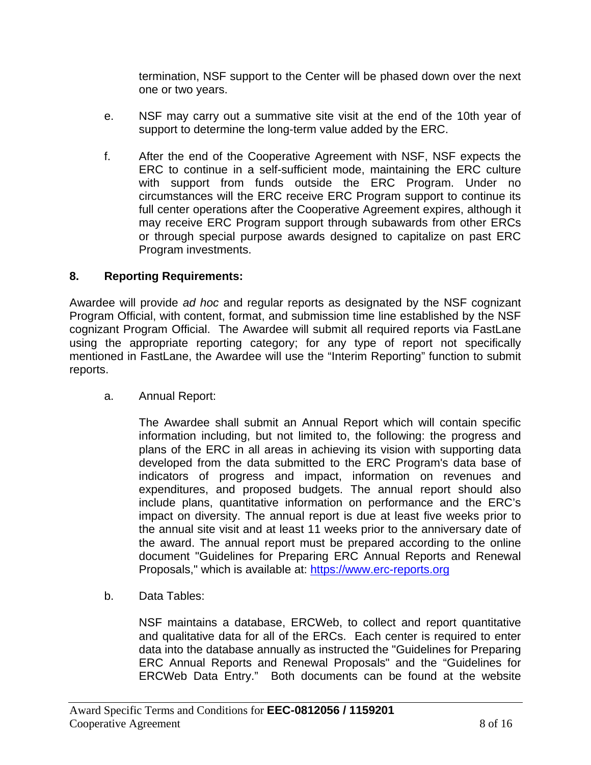termination, NSF support to the Center will be phased down over the next one or two years.

e. NSF may carry out a summative site visit at the end of the 10th year of support to determine the long-term value added by the ERC.

f. After the end of the Cooperative Agreement with NSF, NSF expects the ERC to continue in a self-sufficient mode, maintaining the ERC culture with support from funds outside the ERC Program. Under no circumstances will the ERC receive ERC Program support to continue its full center operations after the Cooperative Agreement expires, although it may receive ERC Program support through subawards from other ERCs or through special purpose awards designed to capitalize on past ERC Program investments.

## 8. Reporting Requirements:

Awardee will provide *ad hoc* and regular reports as designated by the NSF cognizant Program Official, with content, format, and submission time line established by the NSF cognizant Program Official. The Awardee will submit all required reports via FastLane using the appropriate reporting category; for any type of report not specifically mentioned in FastLane, the Awardee will use the "Interim Reporting" function to submit reports.

a. Annual Report:

The Awardee shall submit an Annual Report which will contain specific information including, but not limited to, the following: the progress and plans of the ERC in all areas in achieving its vision with supporting data developed from the data submitted to the ERC Program's data base of indicators of progress and impact, information on revenues and expenditures, and proposed budgets. The annual report should also include plans, quantitative information on performance and the ERC's impact on diversity. The annual report is due at least five weeks prior to the annual site visit and at least 11 weeks prior to the anniversary date of the award. The annual report must be prepared according to the online document "Guidelines for Preparing ERC Annual Reports and Renewal Proposals," which is available at: [https://www.erc-reports.org](https://www.erc-reports.org)

b. Data Tables:

NSF maintains a database, ERCWeb, to collect and report quantitative and qualitative data for all of the ERCs. Each center is required to enter data into the database annually as instructed the "Guidelines for Preparing ERC Annual Reports and Renewal Proposals" and the "Guidelines for ERCWeb Data Entry." Both documents can be found at the website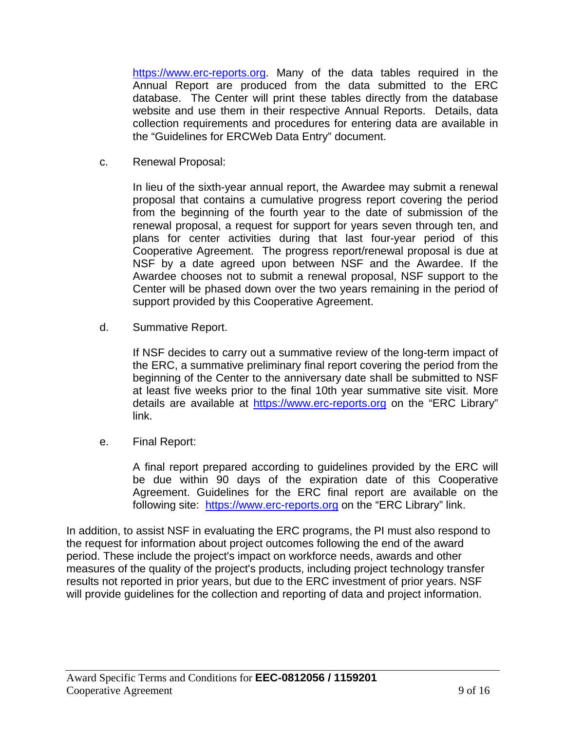https://www.erc-reports.org. Many of the data tables required in the Annual Report are produced from the data submitted to the ERC database. The Center will print these tables directly from the database website and use them in their respective Annual Reports. Details, data collection requirements and procedures for entering data are available in the "Guidelines for ERCWeb Data Entry" document.

c. Renewal Proposal:

In lieu of the sixth-year annual report, the Awardee may submit a renewal proposal that contains a cumulative progress report covering the period from the beginning of the fourth year to the date of submission of the renewal proposal, a request for support for years seven through ten, and plans for center activities during that last four-year period of this Cooperative Agreement. The progress report/renewal proposal is due at NSF by a date agreed upon between NSF and the Awardee. If the Awardee chooses not to submit a renewal proposal, NSF support to the Center will be phased down over the two years remaining in the period of support provided by this Cooperative Agreement.

d. Summative Report.

If NSF decides to carry out a summative review of the long-term impact of the ERC, a summative preliminary final report covering the period from the beginning of the Center to the anniversary date shall be submitted to NSF at least five weeks prior to the final 10th year summative site visit. More details are available at https://www.erc-reports.org on the "ERC Library" link.

e. Final Report:

A final report prepared according to guidelines provided by the ERC will be due within 90 days of the expiration date of this Cooperative Agreement. Guidelines for the ERC final report are available on the following site: https://www.erc-reports.org on the "ERC Library" link.

In addition, to assist NSF in evaluating the ERC programs, the PI must also respond to the request for information about project outcomes following the end of the award period. These include the project's impact on workforce needs, awards and other measures of the quality of the project's products, including project technology transfer results not reported in prior years, but due to the ERC investment of prior years. NSF will provide guidelines for the collection and reporting of data and project information.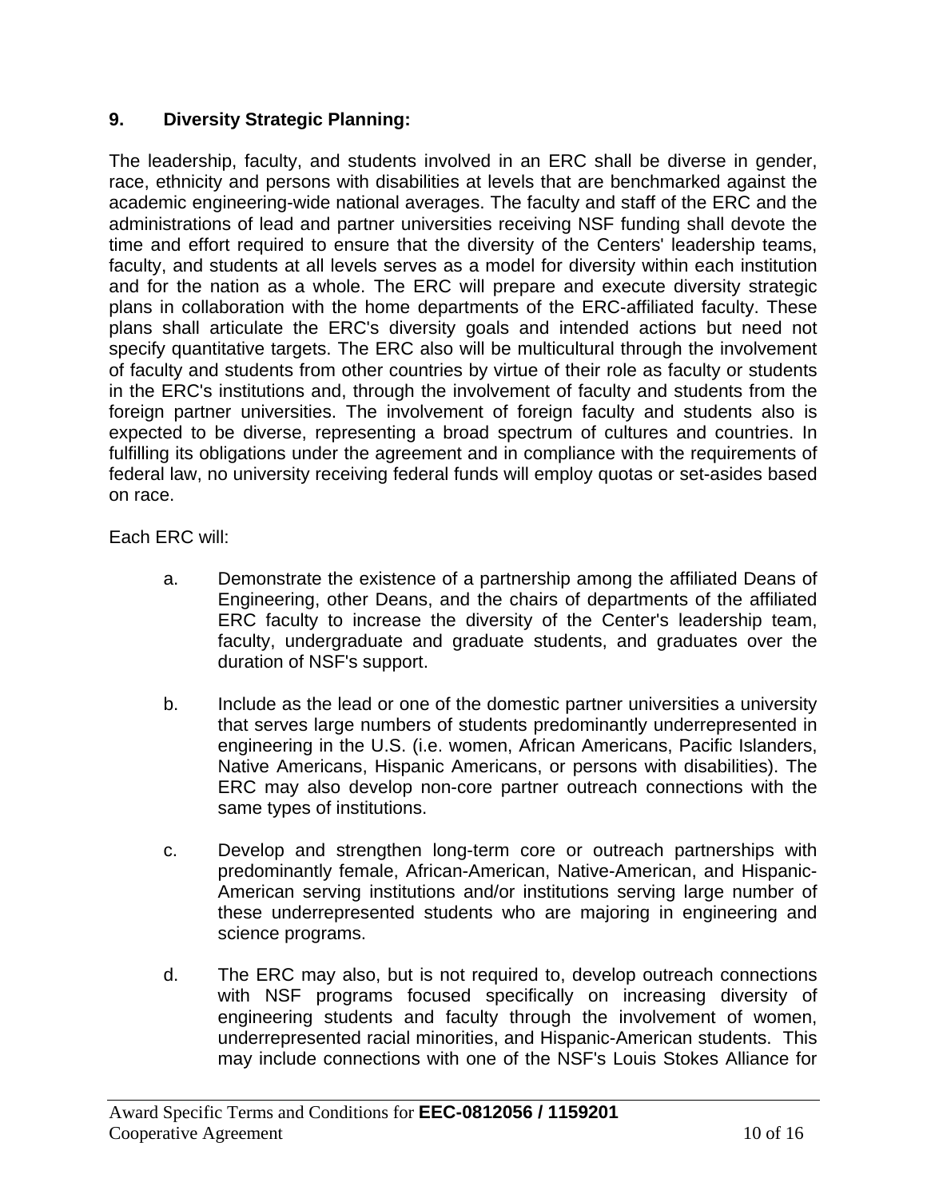## 9. Diversity Strategic Planning:

The leadership, faculty, and students involved in an ERC shall be diverse in gender, race, ethnicity and persons with disabilities at levels that are benchmarked against the academic engineering-wide national averages. The faculty and staff of the ERC and the administrations of lead and partner universities receiving NSF funding shall devote the time and effort required to ensure that the diversity of the Centers' leadership teams, faculty, and students at all levels serves as a model for diversity within each institution and for the nation as a whole. The ERC will prepare and execute diversity strategic plans in collaboration with the home departments of the ERC-affiliated faculty. These plans shall articulate the ERC's diversity goals and intended actions but need not specify quantitative targets. The ERC also will be multicultural through the involvement of faculty and students from other countries by virtue of their role as faculty or students in the ERC's institutions and, through the involvement of faculty and students from the foreign partner universities. The involvement of foreign faculty and students also is expected to be diverse, representing a broad spectrum of cultures and countries. In fulfilling its obligations under the agreement and in compliance with the requirements of federal law, no university receiving federal funds will employ quotas or set-asides based on race.

Each ERC will:

a. Demonstrate the existence of a partnership among the affiliated Deans of Engineering, other Deans, and the chairs of departments of the affiliated ERC faculty to increase the diversity of the Center's leadership team, faculty, undergraduate and graduate students, and graduates over the duration of NSF's support.

b. Include as the lead or one of the domestic partner universities a university that serves large numbers of students predominantly underrepresented in engineering in the U.S. (i.e. women, African Americans, Pacific Islanders, Native Americans, Hispanic Americans, or persons with disabilities). The ERC may also develop non-core partner outreach connections with the same types of institutions.

c. Develop and strengthen long-term core or outreach partnerships with predominantly female, African-American, Native-American, and Hispanic-American serving institutions and/or institutions serving large number of these underrepresented students who are majoring in engineering and science programs.

d. The ERC may also, but is not required to, develop outreach connections with NSF programs focused specifically on increasing diversity of engineering students and faculty through the involvement of women, underrepresented racial minorities, and Hispanic-American students. This may include connections with one of the NSF's Louis Stokes Alliance for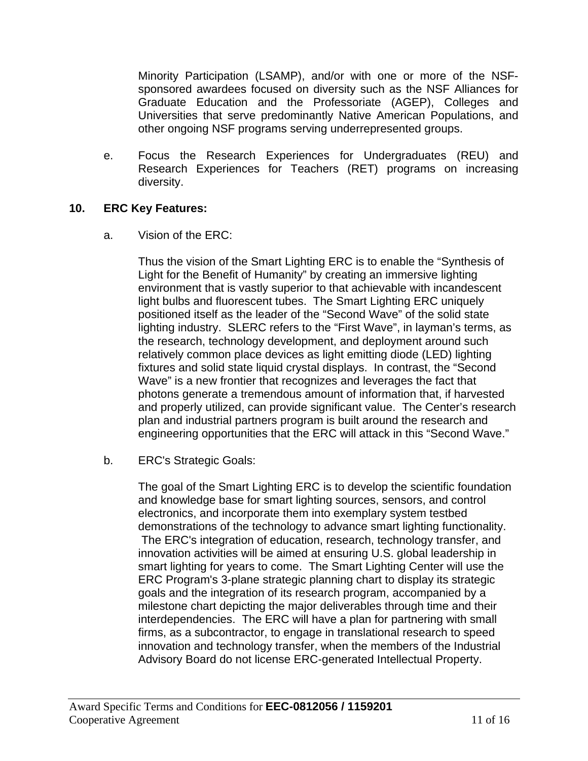Minority Participation (LSAMP), and/or with one or more of the NSF-sponsored awardees focused on diversity such as the NSF Alliances for Graduate Education and the Professoriate (AGEP), Colleges and Universities that serve predominantly Native American Populations, and other ongoing NSF programs serving underrepresented groups.

e. Focus the Research Experiences for Undergraduates (REU) and Research Experiences for Teachers (RET) programs on increasing diversity.

**10. ERC Key Features:**

a. Vision of the ERC:

Thus the vision of the Smart Lighting ERC is to enable the “Synthesis of Light for the Benefit of Humanity” by creating an immersive lighting environment that is vastly superior to that achievable with incandescent light bulbs and fluorescent tubes. The Smart Lighting ERC uniquely positioned itself as the leader of the “Second Wave” of the solid state lighting industry. SLERC refers to the “First Wave”, in layman’s terms, as the research, technology development, and deployment around such relatively common place devices as light emitting diode (LED) lighting fixtures and solid state liquid crystal displays. In contrast, the “Second Wave” is a new frontier that recognizes and leverages the fact that photons generate a tremendous amount of information that, if harvested and properly utilized, can provide significant value. The Center’s research plan and industrial partners program is built around the research and engineering opportunities that the ERC will attack in this “Second Wave.”

b. ERC's Strategic Goals:

The goal of the Smart Lighting ERC is to develop the scientific foundation and knowledge base for smart lighting sources, sensors, and control electronics, and incorporate them into exemplary system testbed demonstrations of the technology to advance smart lighting functionality. The ERC's integration of education, research, technology transfer, and innovation activities will be aimed at ensuring U.S. global leadership in smart lighting for years to come. The Smart Lighting Center will use the ERC Program's 3-plane strategic planning chart to display its strategic goals and the integration of its research program, accompanied by a milestone chart depicting the major deliverables through time and their interdependencies. The ERC will have a plan for partnering with small firms, as a subcontractor, to engage in translational research to speed innovation and technology transfer, when the members of the Industrial Advisory Board do not license ERC-generated Intellectual Property.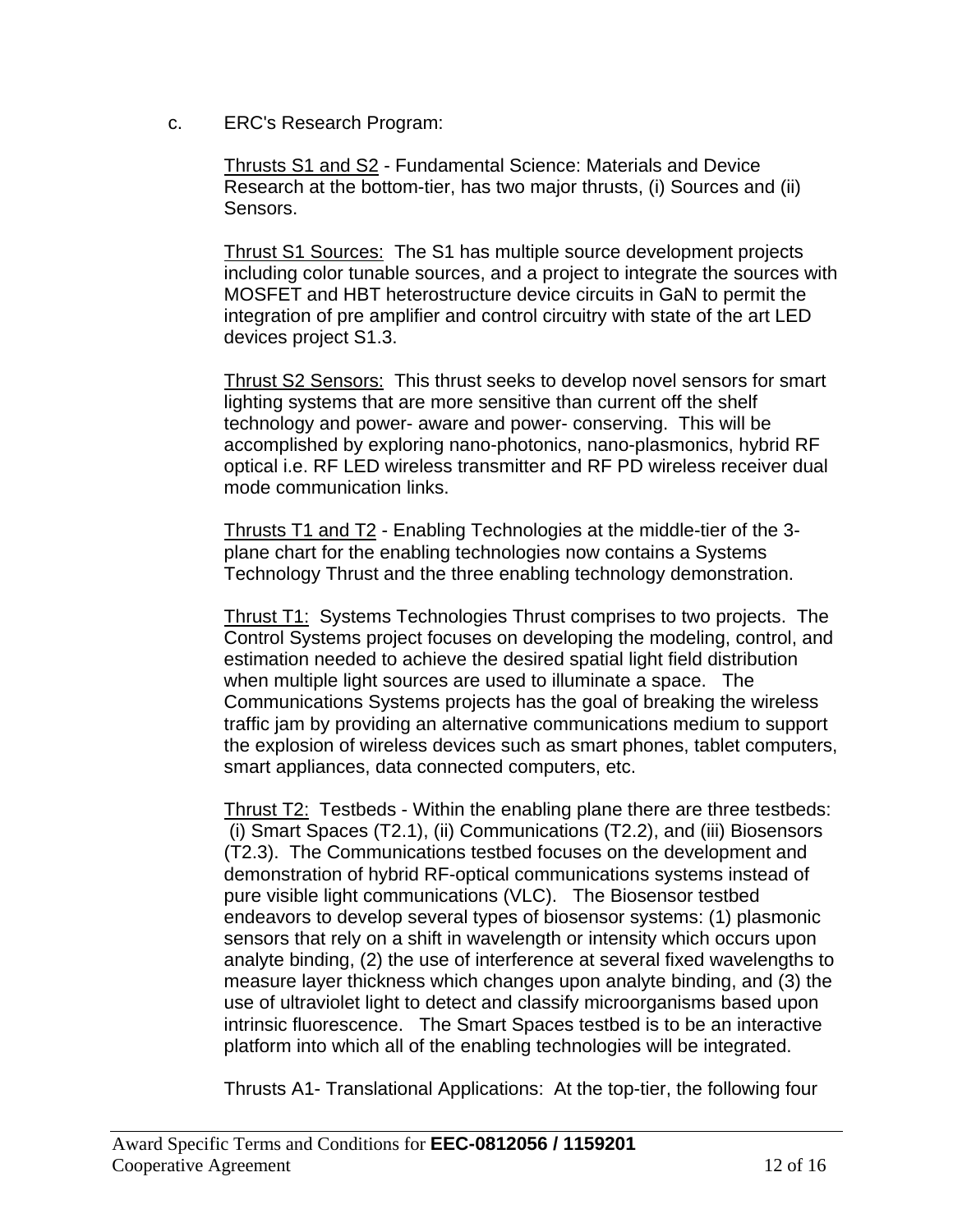c. ERC's Research Program:

Thrusts S1 and S2 - Fundamental Science: Materials and Device Research at the bottom-tier, has two major thrusts, (i) Sources and (ii) Sensors.

Thrust S1 Sources: The S1 has multiple source development projects including color tunable sources, and a project to integrate the sources with MOSFET and HBT heterostructure device circuits in GaN to permit the integration of pre amplifier and control circuitry with state of the art LED devices project S1.3.

Thrust S2 Sensors: This thrust seeks to develop novel sensors for smart lighting systems that are more sensitive than current off the shelf technology and power- aware and power- conserving. This will be accomplished by exploring nano-photonics, nano-plasmonics, hybrid RF optical i.e. RF LED wireless transmitter and RF PD wireless receiver dual mode communication links.

Thrusts T1 and T2 - Enabling Technologies at the middle-tier of the 3-plane chart for the enabling technologies now contains a Systems Technology Thrust and the three enabling technology demonstration.

Thrust T1: Systems Technologies Thrust comprises to two projects. The Control Systems project focuses on developing the modeling, control, and estimation needed to achieve the desired spatial light field distribution when multiple light sources are used to illuminate a space. The Communications Systems projects has the goal of breaking the wireless traffic jam by providing an alternative communications medium to support the explosion of wireless devices such as smart phones, tablet computers, smart appliances, data connected computers, etc.

Thrust T2: Testbeds - Within the enabling plane there are three testbeds: (i) Smart Spaces (T2.1), (ii) Communications (T2.2), and (iii) Biosensors (T2.3). The Communications testbed focuses on the development and demonstration of hybrid RF-optical communications systems instead of pure visible light communications (VLC). The Biosensor testbed endeavors to develop several types of biosensor systems: (1) plasmonic sensors that rely on a shift in wavelength or intensity which occurs upon analyte binding, (2) the use of interference at several fixed wavelengths to measure layer thickness which changes upon analyte binding, and (3) the use of ultraviolet light to detect and classify microorganisms based upon intrinsic fluorescence. The Smart Spaces testbed is to be an interactive platform into which all of the enabling technologies will be integrated.

Thrusts A1- Translational Applications: At the top-tier, the following four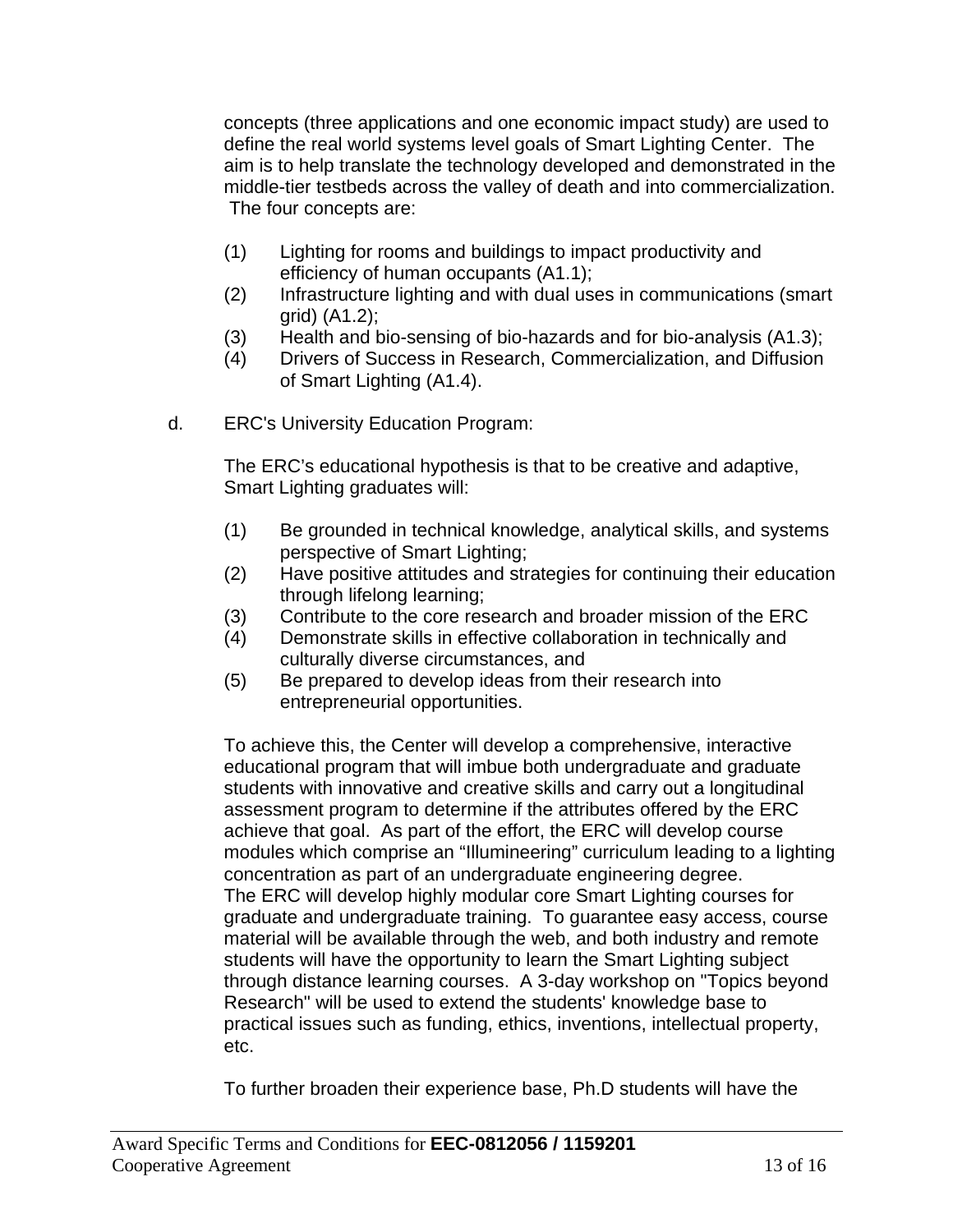concepts (three applications and one economic impact study) are used to define the real world systems level goals of Smart Lighting Center. The aim is to help translate the technology developed and demonstrated in the middle-tier testbeds across the valley of death and into commercialization. The four concepts are:

(1) Lighting for rooms and buildings to impact productivity and efficiency of human occupants (A1.1);
(2) Infrastructure lighting and with dual uses in communications (smart grid) (A1.2);
(3) Health and bio-sensing of bio-hazards and for bio-analysis (A1.3);
(4) Drivers of Success in Research, Commercialization, and Diffusion of Smart Lighting (A1.4).

d. ERC's University Education Program:

The ERC's educational hypothesis is that to be creative and adaptive, Smart Lighting graduates will:

(1) Be grounded in technical knowledge, analytical skills, and systems perspective of Smart Lighting;
(2) Have positive attitudes and strategies for continuing their education through lifelong learning;
(3) Contribute to the core research and broader mission of the ERC
(4) Demonstrate skills in effective collaboration in technically and culturally diverse circumstances, and
(5) Be prepared to develop ideas from their research into entrepreneurial opportunities.

To achieve this, the Center will develop a comprehensive, interactive educational program that will imbue both undergraduate and graduate students with innovative and creative skills and carry out a longitudinal assessment program to determine if the attributes offered by the ERC achieve that goal. As part of the effort, the ERC will develop course modules which comprise an "Illumineering" curriculum leading to a lighting concentration as part of an undergraduate engineering degree.
The ERC will develop highly modular core Smart Lighting courses for graduate and undergraduate training. To guarantee easy access, course material will be available through the web, and both industry and remote students will have the opportunity to learn the Smart Lighting subject through distance learning courses. A 3-day workshop on "Topics beyond Research" will be used to extend the students' knowledge base to practical issues such as funding, ethics, inventions, intellectual property, etc.

To further broaden their experience base, Ph.D students will have the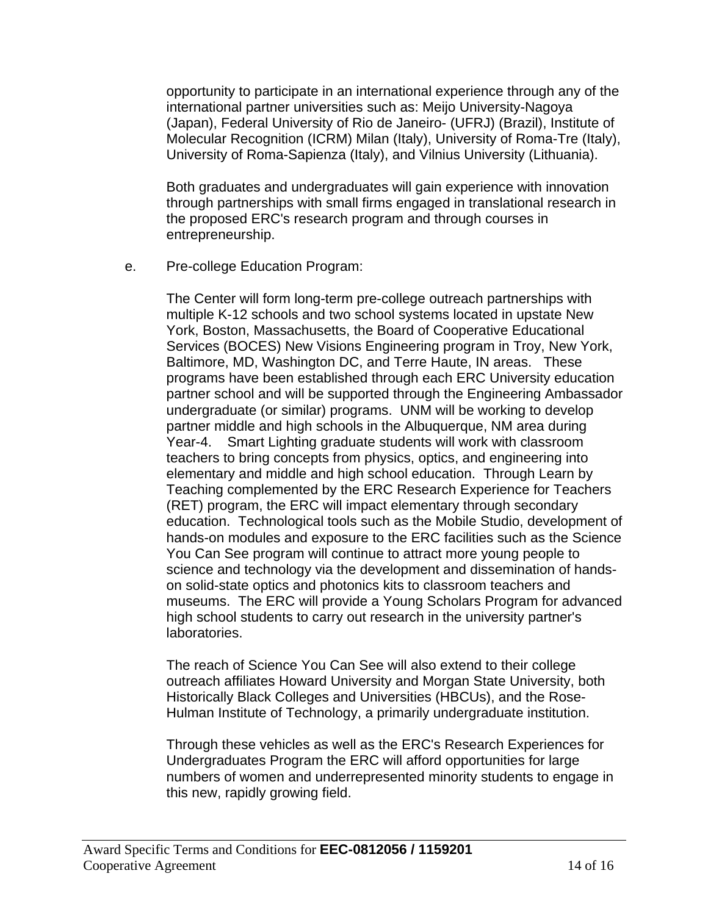opportunity to participate in an international experience through any of the international partner universities such as: Meijo University-Nagoya (Japan), Federal University of Rio de Janeiro- (UFRJ) (Brazil), Institute of Molecular Recognition (ICRM) Milan (Italy), University of Roma-Tre (Italy), University of Roma-Sapienza (Italy), and Vilnius University (Lithuania).

Both graduates and undergraduates will gain experience with innovation through partnerships with small firms engaged in translational research in the proposed ERC's research program and through courses in entrepreneurship.

e. Pre-college Education Program:

The Center will form long-term pre-college outreach partnerships with multiple K-12 schools and two school systems located in upstate New York, Boston, Massachusetts, the Board of Cooperative Educational Services (BOCES) New Visions Engineering program in Troy, New York, Baltimore, MD, Washington DC, and Terre Haute, IN areas. These programs have been established through each ERC University education partner school and will be supported through the Engineering Ambassador undergraduate (or similar) programs. UNM will be working to develop partner middle and high schools in the Albuquerque, NM area during Year-4. Smart Lighting graduate students will work with classroom teachers to bring concepts from physics, optics, and engineering into elementary and middle and high school education. Through Learn by Teaching complemented by the ERC Research Experience for Teachers (RET) program, the ERC will impact elementary through secondary education. Technological tools such as the Mobile Studio, development of hands-on modules and exposure to the ERC facilities such as the Science You Can See program will continue to attract more young people to science and technology via the development and dissemination of hands-on solid-state optics and photonics kits to classroom teachers and museums. The ERC will provide a Young Scholars Program for advanced high school students to carry out research in the university partner's laboratories.

The reach of Science You Can See will also extend to their college outreach affiliates Howard University and Morgan State University, both Historically Black Colleges and Universities (HBCUs), and the Rose-Hulman Institute of Technology, a primarily undergraduate institution.

Through these vehicles as well as the ERC's Research Experiences for Undergraduates Program the ERC will afford opportunities for large numbers of women and underrepresented minority students to engage in this new, rapidly growing field.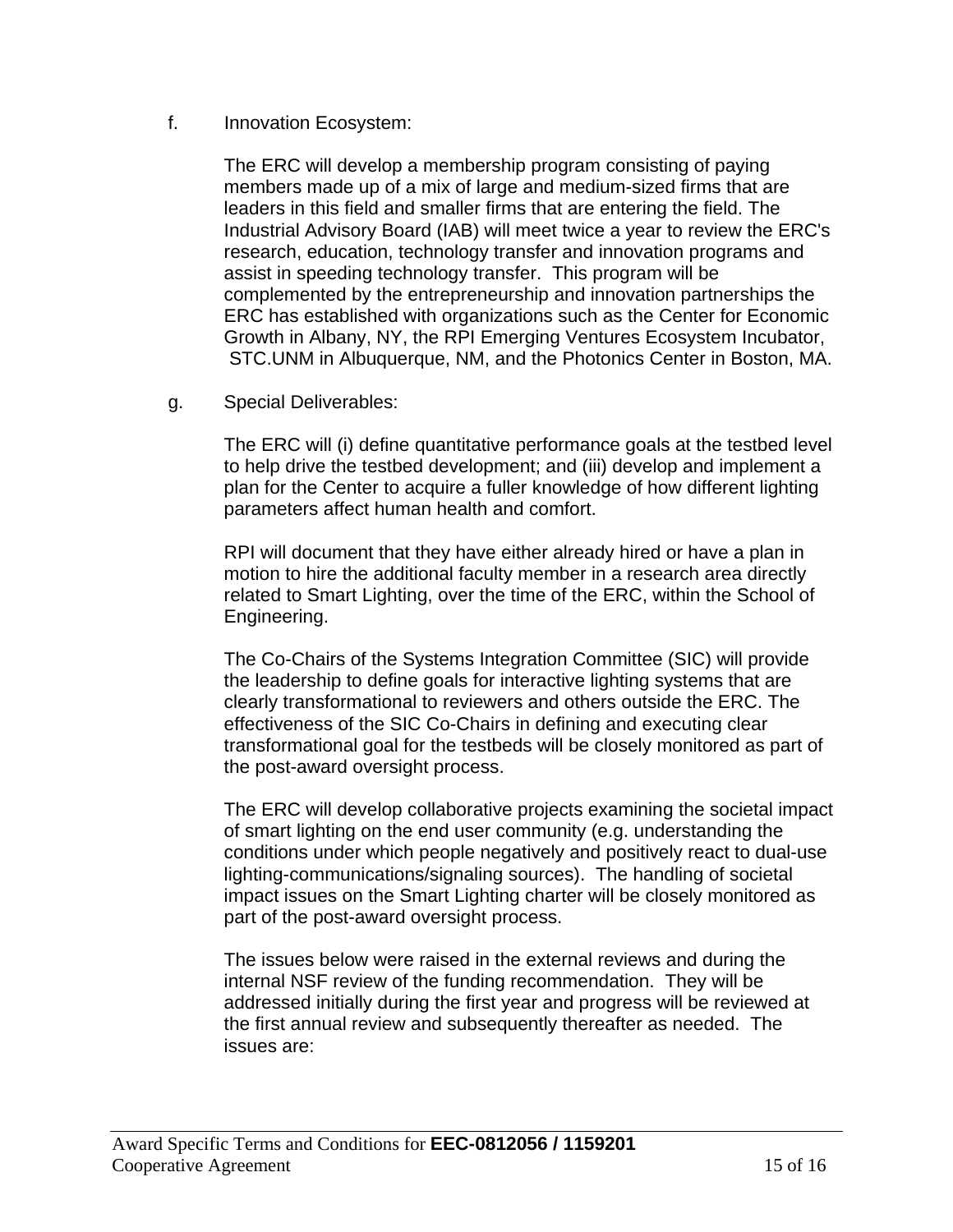f. Innovation Ecosystem:

The ERC will develop a membership program consisting of paying members made up of a mix of large and medium-sized firms that are leaders in this field and smaller firms that are entering the field. The Industrial Advisory Board (IAB) will meet twice a year to review the ERC's research, education, technology transfer and innovation programs and assist in speeding technology transfer. This program will be complemented by the entrepreneurship and innovation partnerships the ERC has established with organizations such as the Center for Economic Growth in Albany, NY, the RPI Emerging Ventures Ecosystem Incubator, STC.UNM in Albuquerque, NM, and the Photonics Center in Boston, MA.

g. Special Deliverables:

The ERC will (i) define quantitative performance goals at the testbed level to help drive the testbed development; and (iii) develop and implement a plan for the Center to acquire a fuller knowledge of how different lighting parameters affect human health and comfort.

RPI will document that they have either already hired or have a plan in motion to hire the additional faculty member in a research area directly related to Smart Lighting, over the time of the ERC, within the School of Engineering.

The Co-Chairs of the Systems Integration Committee (SIC) will provide the leadership to define goals for interactive lighting systems that are clearly transformational to reviewers and others outside the ERC. The effectiveness of the SIC Co-Chairs in defining and executing clear transformational goal for the testbeds will be closely monitored as part of the post-award oversight process.

The ERC will develop collaborative projects examining the societal impact of smart lighting on the end user community (e.g. understanding the conditions under which people negatively and positively react to dual-use lighting-communications/signaling sources). The handling of societal impact issues on the Smart Lighting charter will be closely monitored as part of the post-award oversight process.

The issues below were raised in the external reviews and during the internal NSF review of the funding recommendation. They will be addressed initially during the first year and progress will be reviewed at the first annual review and subsequently thereafter as needed. The issues are: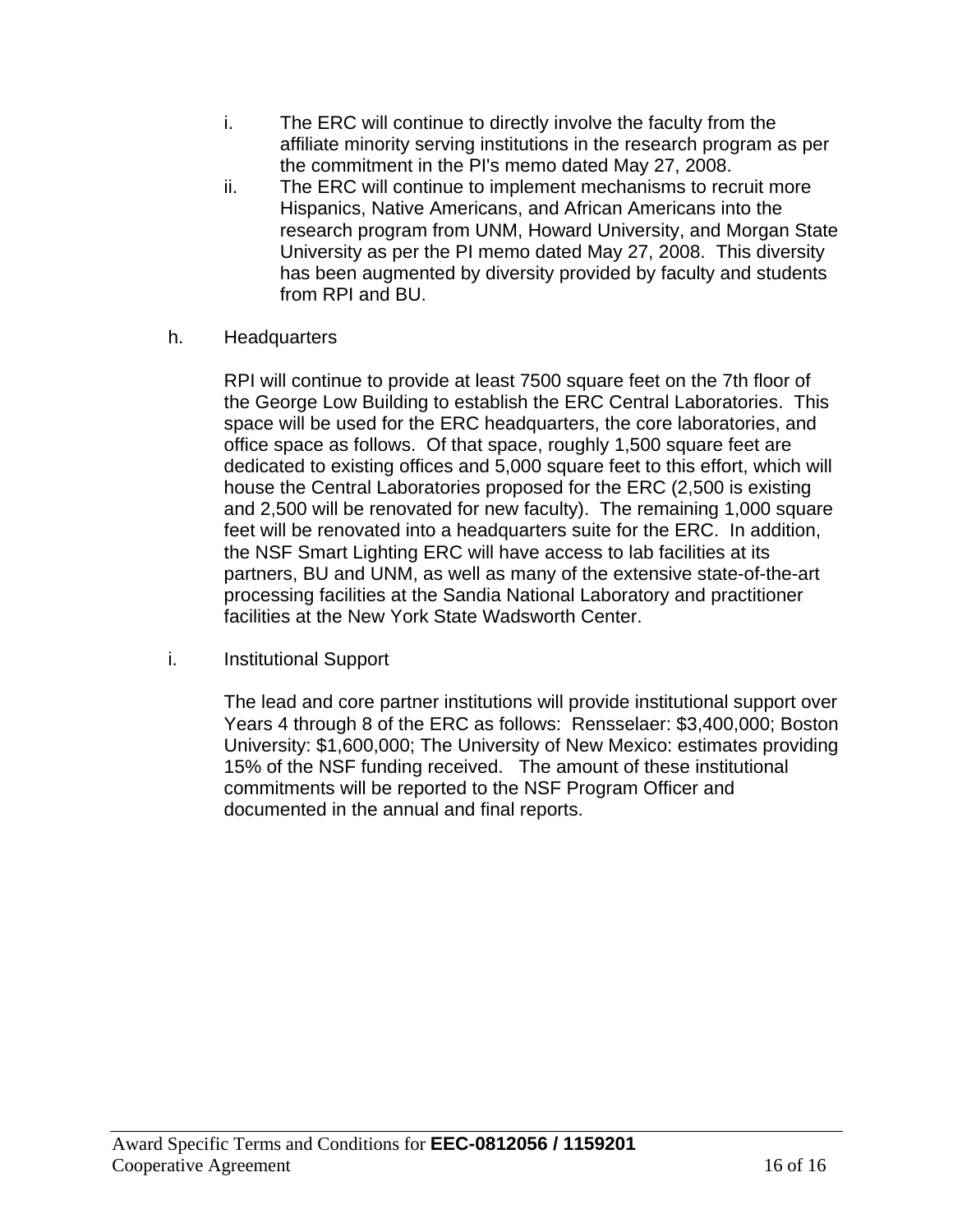i. The ERC will continue to directly involve the faculty from the affiliate minority serving institutions in the research program as per the commitment in the PI's memo dated May 27, 2008.

ii. The ERC will continue to implement mechanisms to recruit more Hispanics, Native Americans, and African Americans into the research program from UNM, Howard University, and Morgan State University as per the PI memo dated May 27, 2008. This diversity has been augmented by diversity provided by faculty and students from RPI and BU.

h. Headquarters

RPI will continue to provide at least 7500 square feet on the 7th floor of the George Low Building to establish the ERC Central Laboratories. This space will be used for the ERC headquarters, the core laboratories, and office space as follows. Of that space, roughly 1,500 square feet are dedicated to existing offices and 5,000 square feet to this effort, which will house the Central Laboratories proposed for the ERC (2,500 is existing and 2,500 will be renovated for new faculty). The remaining 1,000 square feet will be renovated into a headquarters suite for the ERC. In addition, the NSF Smart Lighting ERC will have access to lab facilities at its partners, BU and UNM, as well as many of the extensive state-of-the-art processing facilities at the Sandia National Laboratory and practitioner facilities at the New York State Wadsworth Center.

i. Institutional Support

The lead and core partner institutions will provide institutional support over Years 4 through 8 of the ERC as follows: Rensselaer: $3,400,000; Boston University: $1,600,000; The University of New Mexico: estimates providing 15% of the NSF funding received. The amount of these institutional commitments will be reported to the NSF Program Officer and documented in the annual and final reports.